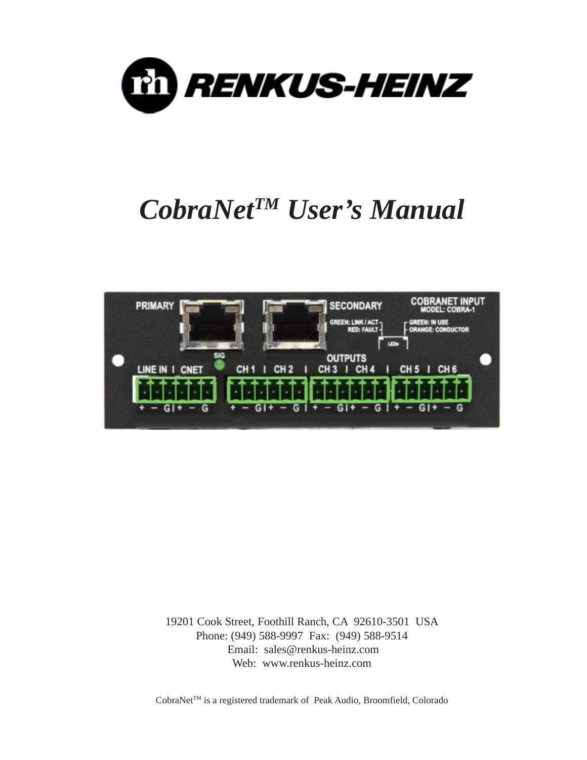# RENKUS-HEINZ

# *CobraNet™ User's Manual*

19201 Cook Street, Foothill Ranch, CA 92610-3501 USA
Phone: (949) 588-9997 Fax: (949) 588-9514
Email: sales@renkus-heinz.com
Web: www.renkus-heinz.com

CobraNet™ is a registered trademark of Peak Audio, Broomfield, Colorado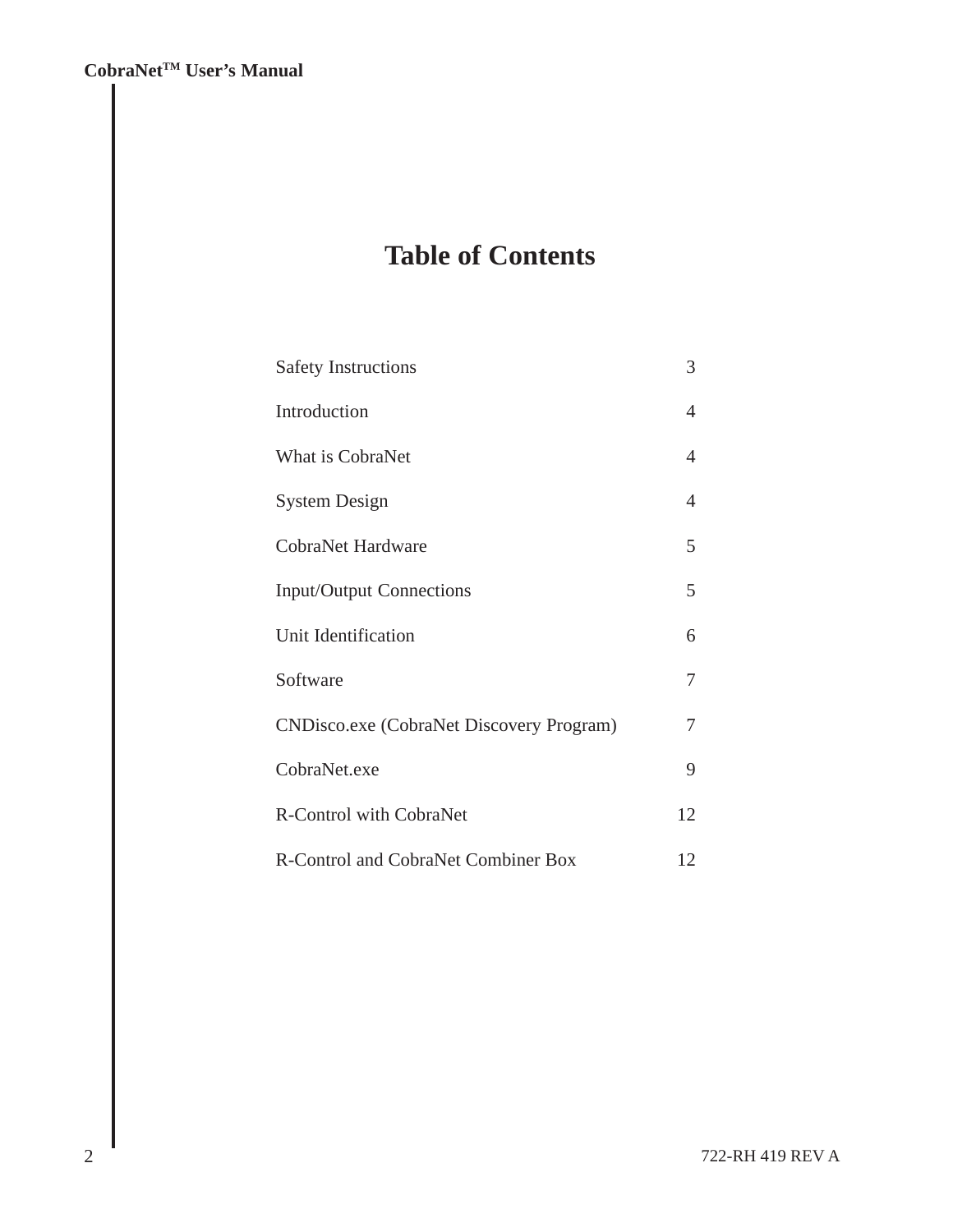# Table of Contents

| | |
|---|---|
| Safety Instructions | 3 |
| Introduction | 4 |
| What is CobraNet | 4 |
| System Design | 4 |
| CobraNet Hardware | 5 |
| Input/Output Connections | 5 |
| Unit Identification | 6 |
| Software | 7 |
| CNDisco.exe (CobraNet Discovery Program) | 7 |
| CobraNet.exe | 9 |
| R-Control with CobraNet | 12 |
| R-Control and CobraNet Combiner Box | 12 |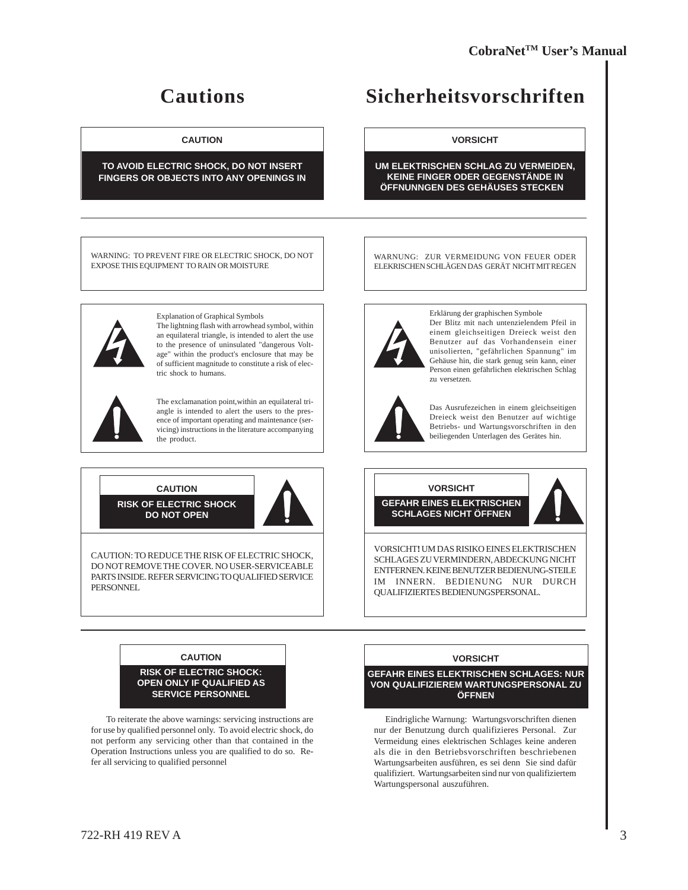# Cautions

**CAUTION**

**TO AVOID ELECTRIC SHOCK, DO NOT INSERT FINGERS OR OBJECTS INTO ANY OPENINGS IN**

WARNING: TO PREVENT FIRE OR ELECTRIC SHOCK, DO NOT EXPOSE THIS EQUIPMENT TO RAIN OR MOISTURE

Explanation of Graphical Symbols
The lightning flash with arrowhead symbol, within an equilateral triangle, is intended to alert the use to the presence of uninsulated "dangerous Voltage" within the product's enclosure that may be of sufficient magnitude to constitute a risk of electric shock to humans.

The exclamanation point,within an equilateral triangle is intended to alert the users to the presence of important operating and maintenance (servicing) instructions in the literature accompanying the product.

**CAUTION**

**RISK OF ELECTRIC SHOCK DO NOT OPEN**

CAUTION: TO REDUCE THE RISK OF ELECTRIC SHOCK, DO NOT REMOVE THE COVER. NO USER-SERVICEABLE PARTS INSIDE. REFER SERVICING TO QUALIFIED SERVICE PERSONNEL

**CAUTION**

**RISK OF ELECTRIC SHOCK: OPEN ONLY IF QUALIFIED AS SERVICE PERSONNEL**

To reiterate the above warnings: servicing instructions are for use by qualified personnel only. To avoid electric shock, do not perform any servicing other than that contained in the Operation Instructions unless you are qualified to do so. Refer all servicing to qualified personnel

# Sicherheitsvorschriften

**VORSICHT**

**UM ELEKTRISCHEN SCHLAG ZU VERMEIDEN, KEINE FINGER ODER GEGENSTÄNDE IN ÖFFNUNNGEN DES GEHÄUSES STECKEN**

WARNUNG: ZUR VERMEIDUNG VON FEUER ODER ELEKRISCHEN SCHLÄGEN DAS GERÄT NICHT MIT REGEN

Erklärung der graphischen Symbole
Der Blitz mit nach untenzielendem Pfeil in einem gleichseitigen Dreieck weist den Benutzer auf das Vorhandensein einer unisolierten, "gefährlichen Spannung" im Gehäuse hin, die stark genug sein kann, einer Person einen gefährlichen elektrischen Schlag zu versetzen.

Das Ausrufezeichen in einem gleichseitigen Dreieck weist den Benutzer auf wichtige Betriebs- und Wartungsvorschriften in den beiliegenden Unterlagen des Gerätes hin.

**VORSICHT**

**GEFAHR EINES ELEKTRISCHEN SCHLAGES NICHT ÖFFNEN**

VORSICHT**!** UM DAS RISIKO EINES ELEKTRISCHEN SCHLAGES ZU VERMINDERN, ABDECKUNG NICHT ENTFERNEN. KEINE BENUTZER BEDIENUNG-STEILE IM INNERN. BEDIENUNG NUR DURCH QUALIFIZIERTES BEDIENUNGSPERSONAL.

**VORSICHT**

**GEFAHR EINES ELEKTRISCHEN SCHLAGES: NUR VON QUALIFIZIEREM WARTUNGSPERSONAL ZU ÖFFNEN**

Eindrigliche Warnung: Wartungsvorschriften dienen nur der Benutzung durch qualifizieres Personal. Zur Vermeidung eines elektrischen Schlages keine anderen als die in den Betriebsvorschriften beschriebenen Wartungsarbeiten ausführen, es sei denn Sie sind dafür qualifiziert. Wartungsarbeiten sind nur von qualifiziertem Wartungspersonal auszuführen.

722-RH 419 REV A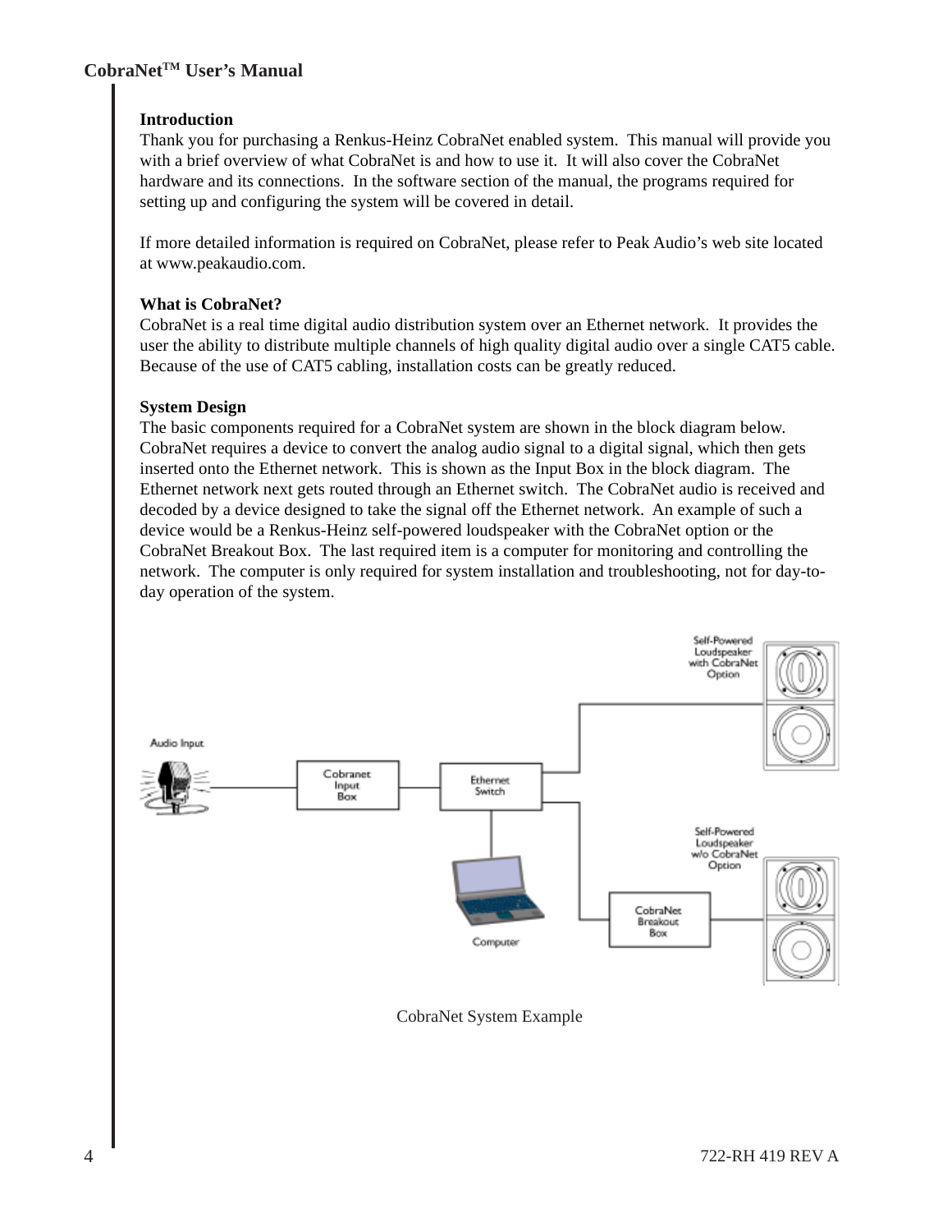## Introduction

Thank you for purchasing a Renkus-Heinz CobraNet enabled system. This manual will provide you with a brief overview of what CobraNet is and how to use it. It will also cover the CobraNet hardware and its connections. In the software section of the manual, the programs required for setting up and configuring the system will be covered in detail.

If more detailed information is required on CobraNet, please refer to Peak Audio's web site located at www.peakaudio.com.

## What is CobraNet?

CobraNet is a real time digital audio distribution system over an Ethernet network. It provides the user the ability to distribute multiple channels of high quality digital audio over a single CAT5 cable. Because of the use of CAT5 cabling, installation costs can be greatly reduced.

## System Design

The basic components required for a CobraNet system are shown in the block diagram below. CobraNet requires a device to convert the analog audio signal to a digital signal, which then gets inserted onto the Ethernet network. This is shown as the Input Box in the block diagram. The Ethernet network next gets routed through an Ethernet switch. The CobraNet audio is received and decoded by a device designed to take the signal off the Ethernet network. An example of such a device would be a Renkus-Heinz self-powered loudspeaker with the CobraNet option or the CobraNet Breakout Box. The last required item is a computer for monitoring and controlling the network. The computer is only required for system installation and troubleshooting, not for day-to-day operation of the system.

Audio Input — Cobranet Input Box — Ethernet Switch — Computer — Self-Powered Loudspeaker with CobraNet Option — CobraNet Breakout Box — Self-Powered Loudspeaker w/o CobraNet Option

CobraNet System Example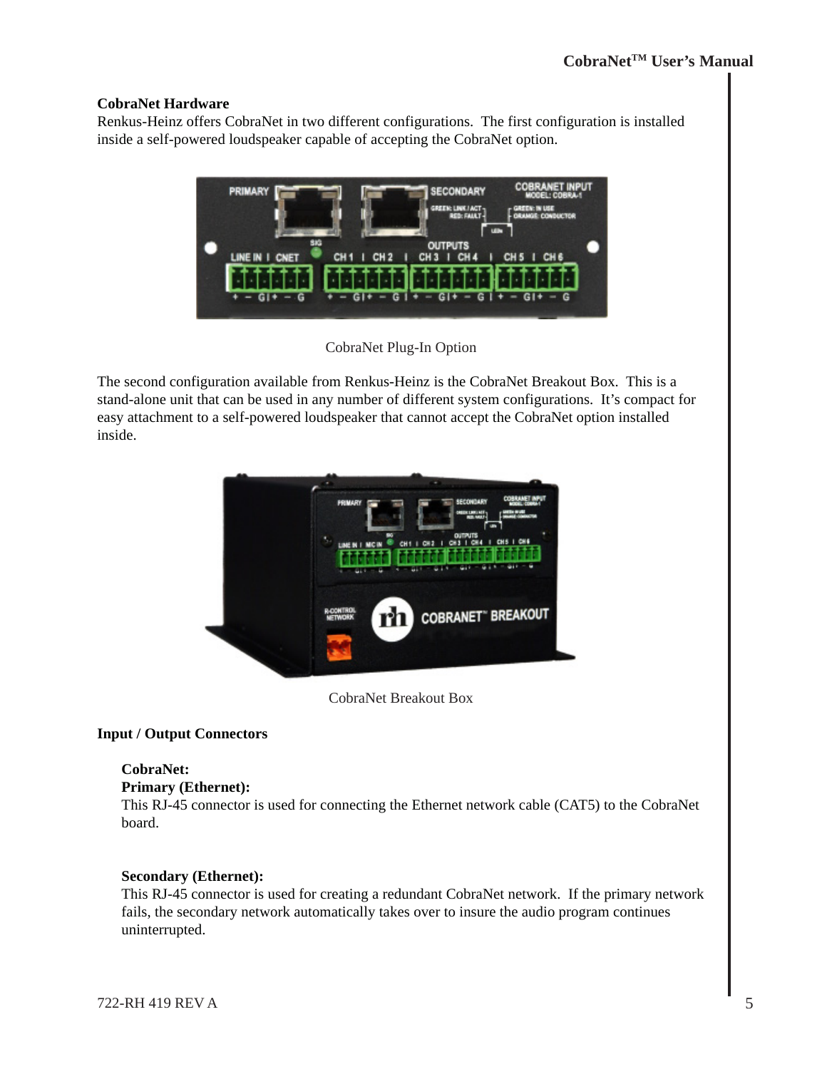## CobraNet Hardware

Renkus-Heinz offers CobraNet in two different configurations. The first configuration is installed inside a self-powered loudspeaker capable of accepting the CobraNet option.

CobraNet Plug-In Option

The second configuration available from Renkus-Heinz is the CobraNet Breakout Box. This is a stand-alone unit that can be used in any number of different system configurations. It's compact for easy attachment to a self-powered loudspeaker that cannot accept the CobraNet option installed inside.

CobraNet Breakout Box

## Input / Output Connectors

**CobraNet:**

**Primary (Ethernet):**
This RJ-45 connector is used for connecting the Ethernet network cable (CAT5) to the CobraNet board.

**Secondary (Ethernet):**
This RJ-45 connector is used for creating a redundant CobraNet network. If the primary network fails, the secondary network automatically takes over to insure the audio program continues uninterrupted.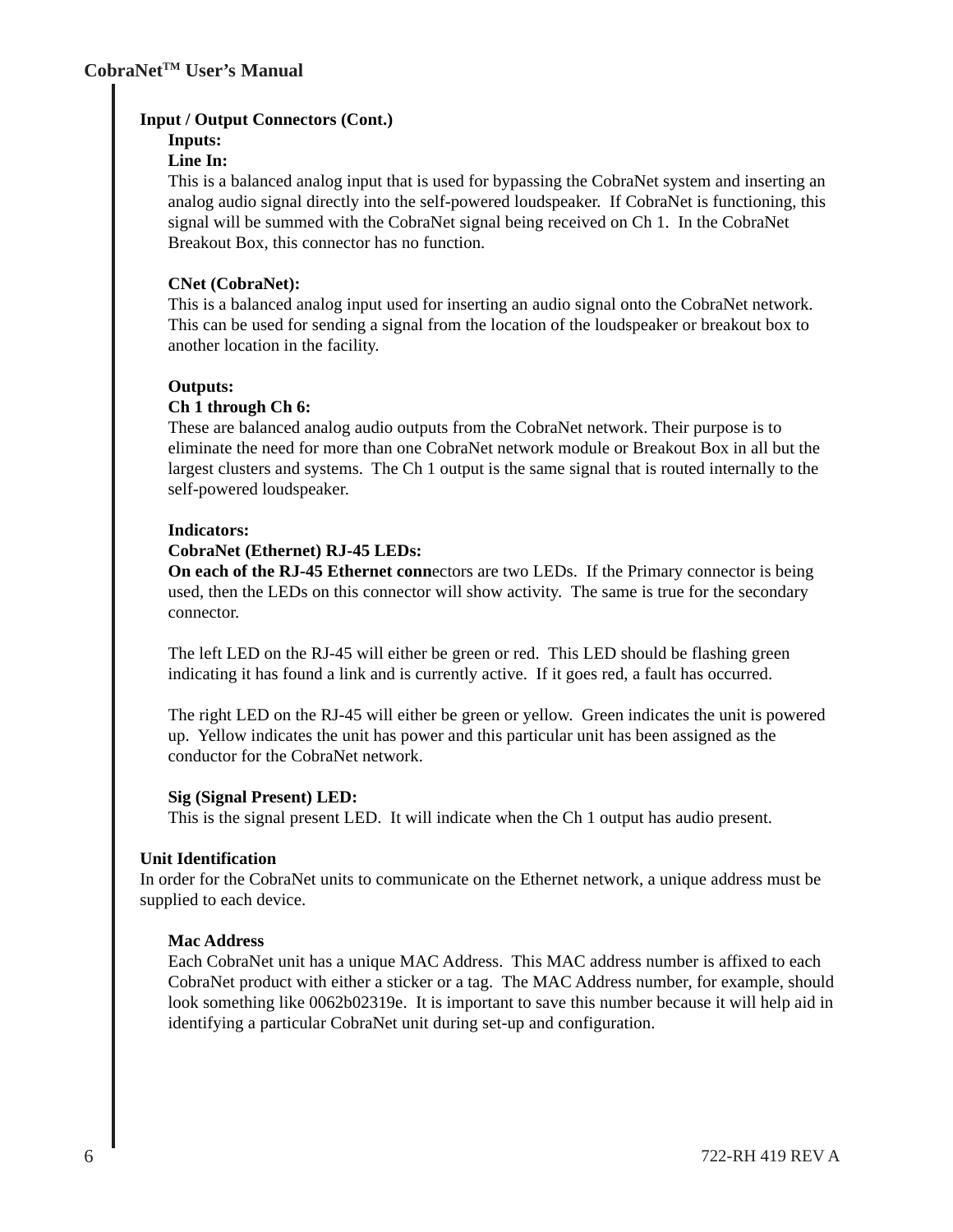## Input / Output Connectors (Cont.)

### Inputs:

**Line In:**

This is a balanced analog input that is used for bypassing the CobraNet system and inserting an analog audio signal directly into the self-powered loudspeaker. If CobraNet is functioning, this signal will be summed with the CobraNet signal being received on Ch 1. In the CobraNet Breakout Box, this connector has no function.

**CNet (CobraNet):**

This is a balanced analog input used for inserting an audio signal onto the CobraNet network. This can be used for sending a signal from the location of the loudspeaker or breakout box to another location in the facility.

### Outputs:

**Ch 1 through Ch 6:**

These are balanced analog audio outputs from the CobraNet network. Their purpose is to eliminate the need for more than one CobraNet network module or Breakout Box in all but the largest clusters and systems. The Ch 1 output is the same signal that is routed internally to the self-powered loudspeaker.

### Indicators:

**CobraNet (Ethernet) RJ-45 LEDs:**

**On each of the RJ-45 Ethernet conn**ectors are two LEDs. If the Primary connector is being used, then the LEDs on this connector will show activity. The same is true for the secondary connector.

The left LED on the RJ-45 will either be green or red. This LED should be flashing green indicating it has found a link and is currently active. If it goes red, a fault has occurred.

The right LED on the RJ-45 will either be green or yellow. Green indicates the unit is powered up. Yellow indicates the unit has power and this particular unit has been assigned as the conductor for the CobraNet network.

**Sig (Signal Present) LED:**

This is the signal present LED. It will indicate when the Ch 1 output has audio present.

## Unit Identification

In order for the CobraNet units to communicate on the Ethernet network, a unique address must be supplied to each device.

### Mac Address

Each CobraNet unit has a unique MAC Address. This MAC address number is affixed to each CobraNet product with either a sticker or a tag. The MAC Address number, for example, should look something like 0062b02319e. It is important to save this number because it will help aid in identifying a particular CobraNet unit during set-up and configuration.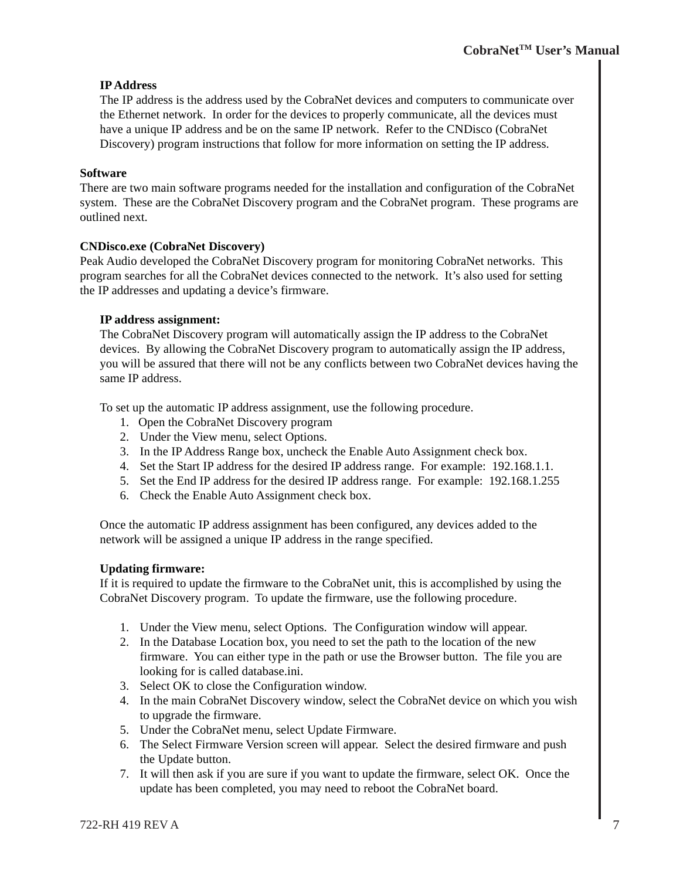**IP Address**

The IP address is the address used by the CobraNet devices and computers to communicate over the Ethernet network. In order for the devices to properly communicate, all the devices must have a unique IP address and be on the same IP network. Refer to the CNDisco (CobraNet Discovery) program instructions that follow for more information on setting the IP address.

## Software

There are two main software programs needed for the installation and configuration of the CobraNet system. These are the CobraNet Discovery program and the CobraNet program. These programs are outlined next.

### CNDisco.exe (CobraNet Discovery)

Peak Audio developed the CobraNet Discovery program for monitoring CobraNet networks. This program searches for all the CobraNet devices connected to the network. It's also used for setting the IP addresses and updating a device's firmware.

**IP address assignment:**

The CobraNet Discovery program will automatically assign the IP address to the CobraNet devices. By allowing the CobraNet Discovery program to automatically assign the IP address, you will be assured that there will not be any conflicts between two CobraNet devices having the same IP address.

To set up the automatic IP address assignment, use the following procedure.

1. Open the CobraNet Discovery program
2. Under the View menu, select Options.
3. In the IP Address Range box, uncheck the Enable Auto Assignment check box.
4. Set the Start IP address for the desired IP address range. For example: 192.168.1.1.
5. Set the End IP address for the desired IP address range. For example: 192.168.1.255
6. Check the Enable Auto Assignment check box.

Once the automatic IP address assignment has been configured, any devices added to the network will be assigned a unique IP address in the range specified.

**Updating firmware:**

If it is required to update the firmware to the CobraNet unit, this is accomplished by using the CobraNet Discovery program. To update the firmware, use the following procedure.

1. Under the View menu, select Options. The Configuration window will appear.
2. In the Database Location box, you need to set the path to the location of the new firmware. You can either type in the path or use the Browser button. The file you are looking for is called database.ini.
3. Select OK to close the Configuration window.
4. In the main CobraNet Discovery window, select the CobraNet device on which you wish to upgrade the firmware.
5. Under the CobraNet menu, select Update Firmware.
6. The Select Firmware Version screen will appear. Select the desired firmware and push the Update button.
7. It will then ask if you are sure if you want to update the firmware, select OK. Once the update has been completed, you may need to reboot the CobraNet board.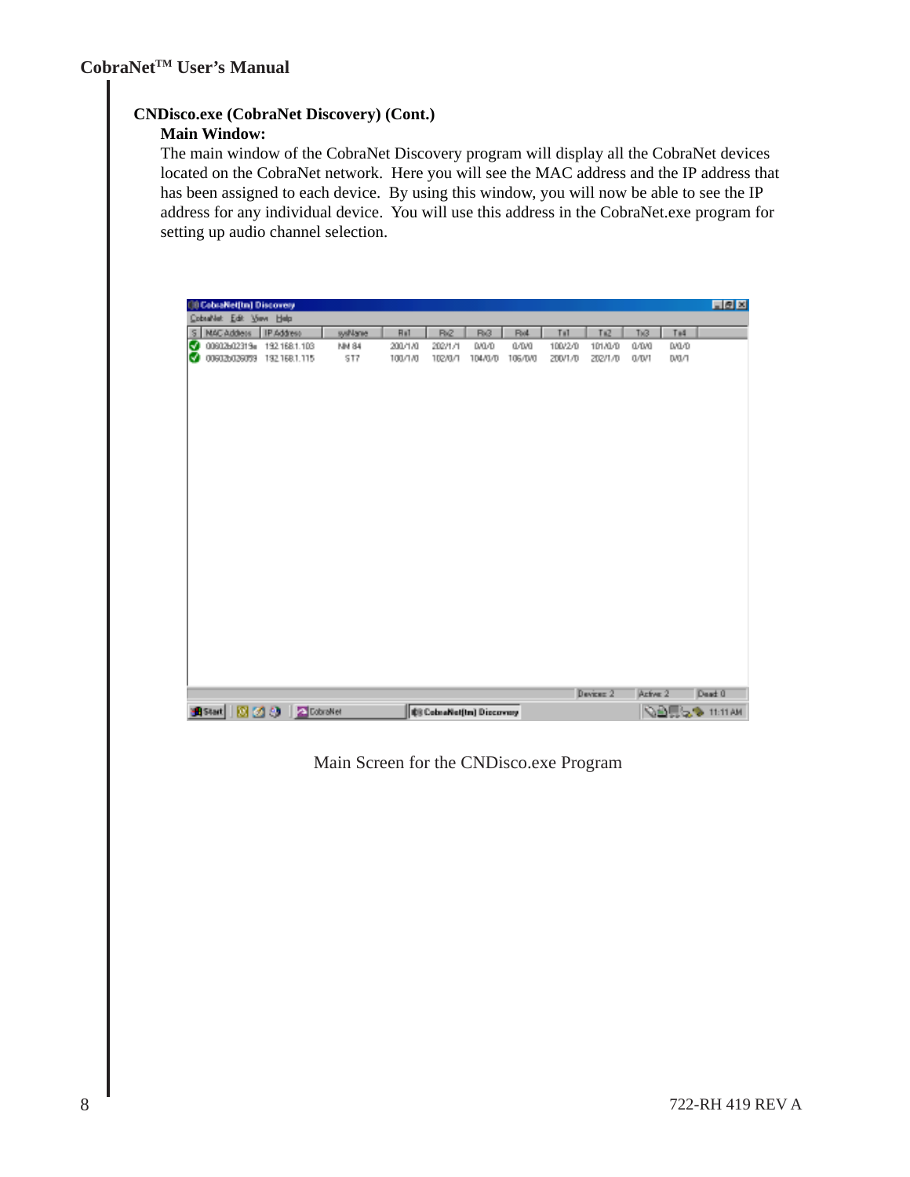## CNDisco.exe (CobraNet Discovery) (Cont.)

### Main Window:

The main window of the CobraNet Discovery program will display all the CobraNet devices located on the CobraNet network. Here you will see the MAC address and the IP address that has been assigned to each device. By using this window, you will now be able to see the IP address for any individual device. You will use this address in the CobraNet.exe program for setting up audio channel selection.

Main Screen for the CNDisco.exe Program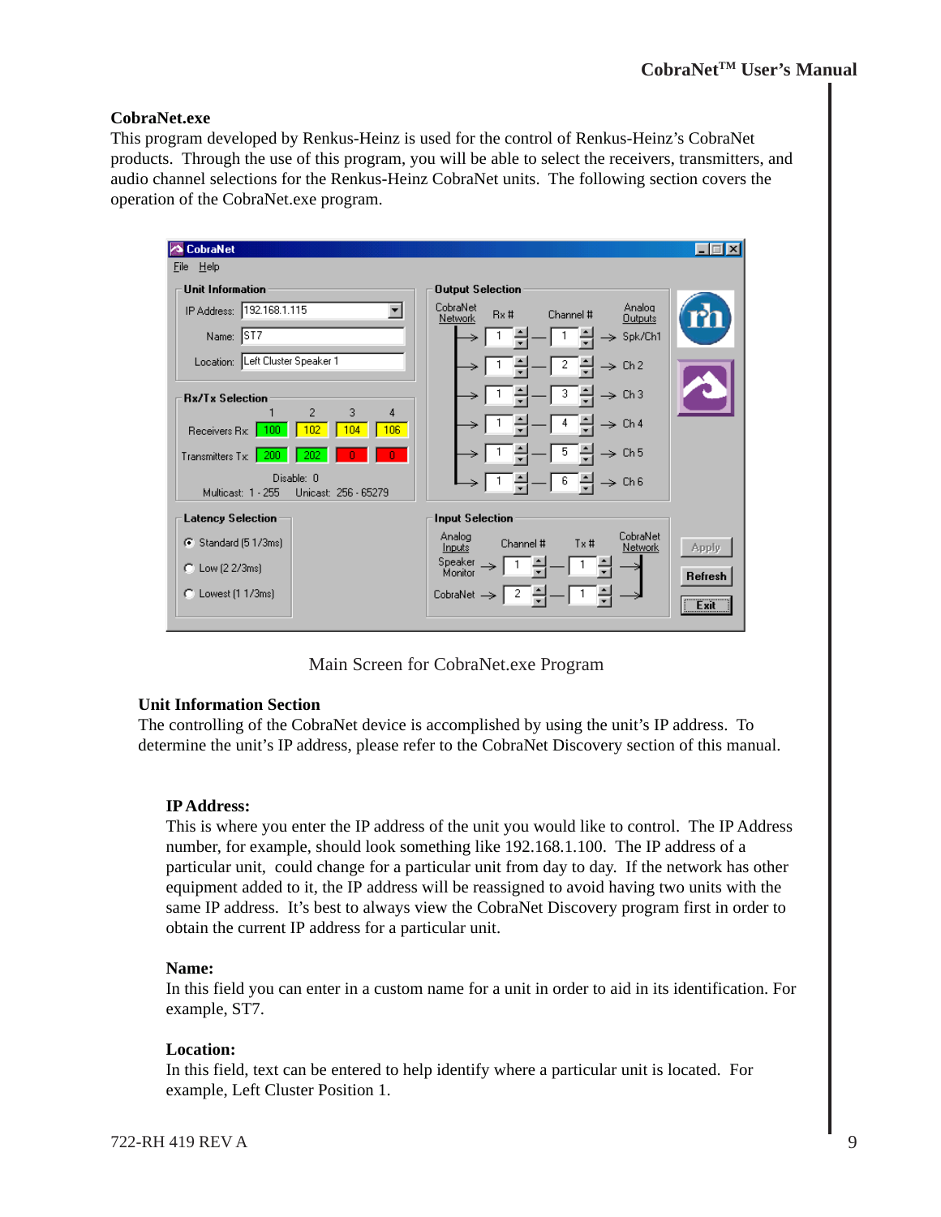## CobraNet.exe

This program developed by Renkus-Heinz is used for the control of Renkus-Heinz's CobraNet products. Through the use of this program, you will be able to select the receivers, transmitters, and audio channel selections for the Renkus-Heinz CobraNet units. The following section covers the operation of the CobraNet.exe program.

Main Screen for CobraNet.exe Program

### Unit Information Section

The controlling of the CobraNet device is accomplished by using the unit's IP address. To determine the unit's IP address, please refer to the CobraNet Discovery section of this manual.

#### IP Address:

This is where you enter the IP address of the unit you would like to control. The IP Address number, for example, should look something like 192.168.1.100. The IP address of a particular unit, could change for a particular unit from day to day. If the network has other equipment added to it, the IP address will be reassigned to avoid having two units with the same IP address. It's best to always view the CobraNet Discovery program first in order to obtain the current IP address for a particular unit.

#### Name:

In this field you can enter in a custom name for a unit in order to aid in its identification. For example, ST7.

#### Location:

In this field, text can be entered to help identify where a particular unit is located. For example, Left Cluster Position 1.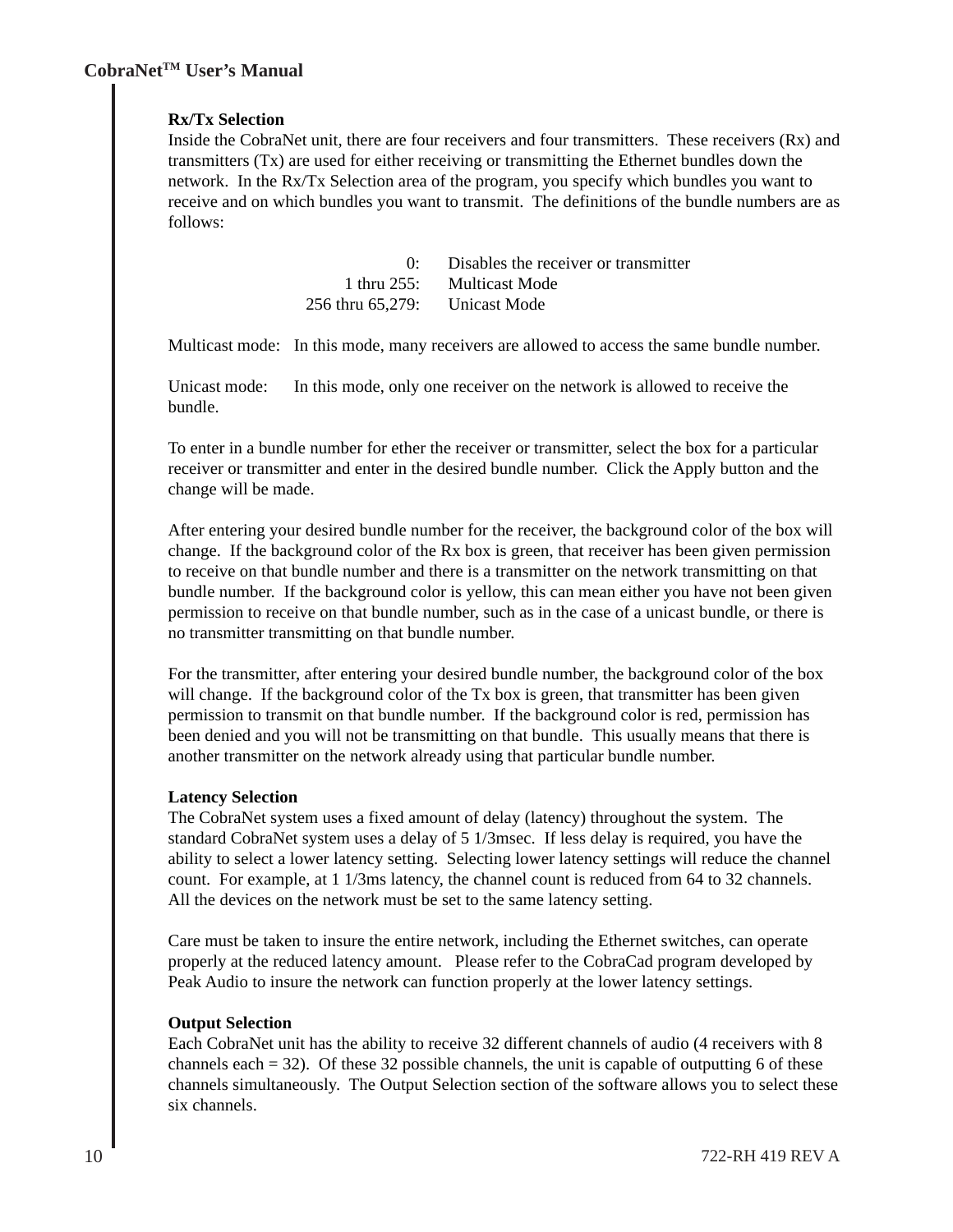**Rx/Tx Selection**

Inside the CobraNet unit, there are four receivers and four transmitters. These receivers (Rx) and transmitters (Tx) are used for either receiving or transmitting the Ethernet bundles down the network. In the Rx/Tx Selection area of the program, you specify which bundles you want to receive and on which bundles you want to transmit. The definitions of the bundle numbers are as follows:

| | |
|---|---|
| 0: | Disables the receiver or transmitter |
| 1 thru 255: | Multicast Mode |
| 256 thru 65,279: | Unicast Mode |

Multicast mode: In this mode, many receivers are allowed to access the same bundle number.

Unicast mode: In this mode, only one receiver on the network is allowed to receive the bundle.

To enter in a bundle number for ether the receiver or transmitter, select the box for a particular receiver or transmitter and enter in the desired bundle number. Click the Apply button and the change will be made.

After entering your desired bundle number for the receiver, the background color of the box will change. If the background color of the Rx box is green, that receiver has been given permission to receive on that bundle number and there is a transmitter on the network transmitting on that bundle number. If the background color is yellow, this can mean either you have not been given permission to receive on that bundle number, such as in the case of a unicast bundle, or there is no transmitter transmitting on that bundle number.

For the transmitter, after entering your desired bundle number, the background color of the box will change. If the background color of the Tx box is green, that transmitter has been given permission to transmit on that bundle number. If the background color is red, permission has been denied and you will not be transmitting on that bundle. This usually means that there is another transmitter on the network already using that particular bundle number.

**Latency Selection**

The CobraNet system uses a fixed amount of delay (latency) throughout the system. The standard CobraNet system uses a delay of 5 1/3msec. If less delay is required, you have the ability to select a lower latency setting. Selecting lower latency settings will reduce the channel count. For example, at 1 1/3ms latency, the channel count is reduced from 64 to 32 channels. All the devices on the network must be set to the same latency setting.

Care must be taken to insure the entire network, including the Ethernet switches, can operate properly at the reduced latency amount. Please refer to the CobraCad program developed by Peak Audio to insure the network can function properly at the lower latency settings.

**Output Selection**

Each CobraNet unit has the ability to receive 32 different channels of audio (4 receivers with 8 channels each = 32). Of these 32 possible channels, the unit is capable of outputting 6 of these channels simultaneously. The Output Selection section of the software allows you to select these six channels.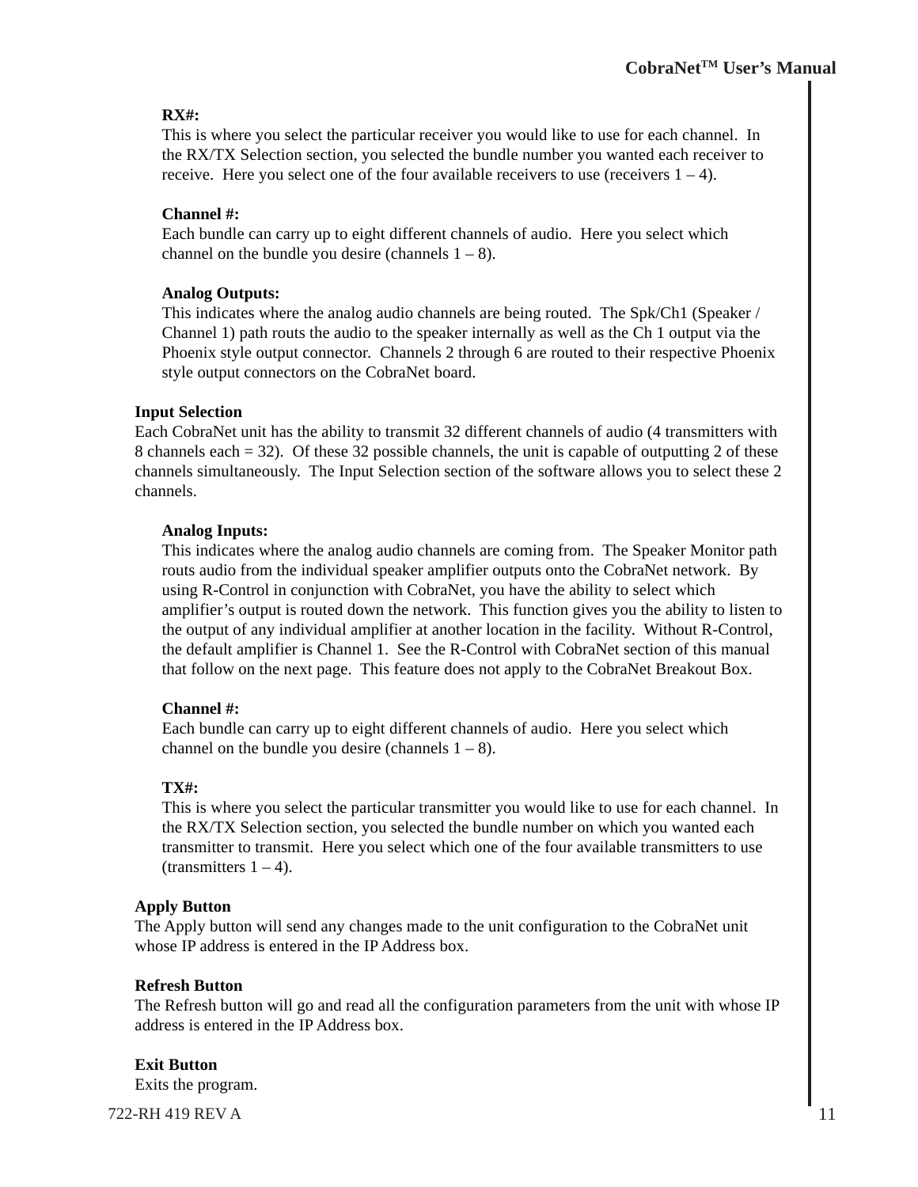**RX#:**
This is where you select the particular receiver you would like to use for each channel. In the RX/TX Selection section, you selected the bundle number you wanted each receiver to receive. Here you select one of the four available receivers to use (receivers 1 – 4).

**Channel #:**
Each bundle can carry up to eight different channels of audio. Here you select which channel on the bundle you desire (channels 1 – 8).

**Analog Outputs:**
This indicates where the analog audio channels are being routed. The Spk/Ch1 (Speaker / Channel 1) path routs the audio to the speaker internally as well as the Ch 1 output via the Phoenix style output connector. Channels 2 through 6 are routed to their respective Phoenix style output connectors on the CobraNet board.

**Input Selection**
Each CobraNet unit has the ability to transmit 32 different channels of audio (4 transmitters with 8 channels each = 32). Of these 32 possible channels, the unit is capable of outputting 2 of these channels simultaneously. The Input Selection section of the software allows you to select these 2 channels.

**Analog Inputs:**
This indicates where the analog audio channels are coming from. The Speaker Monitor path routs audio from the individual speaker amplifier outputs onto the CobraNet network. By using R-Control in conjunction with CobraNet, you have the ability to select which amplifier's output is routed down the network. This function gives you the ability to listen to the output of any individual amplifier at another location in the facility. Without R-Control, the default amplifier is Channel 1. See the R-Control with CobraNet section of this manual that follow on the next page. This feature does not apply to the CobraNet Breakout Box.

**Channel #:**
Each bundle can carry up to eight different channels of audio. Here you select which channel on the bundle you desire (channels 1 – 8).

**TX#:**
This is where you select the particular transmitter you would like to use for each channel. In the RX/TX Selection section, you selected the bundle number on which you wanted each transmitter to transmit. Here you select which one of the four available transmitters to use (transmitters 1 – 4).

**Apply Button**
The Apply button will send any changes made to the unit configuration to the CobraNet unit whose IP address is entered in the IP Address box.

**Refresh Button**
The Refresh button will go and read all the configuration parameters from the unit with whose IP address is entered in the IP Address box.

**Exit Button**
Exits the program.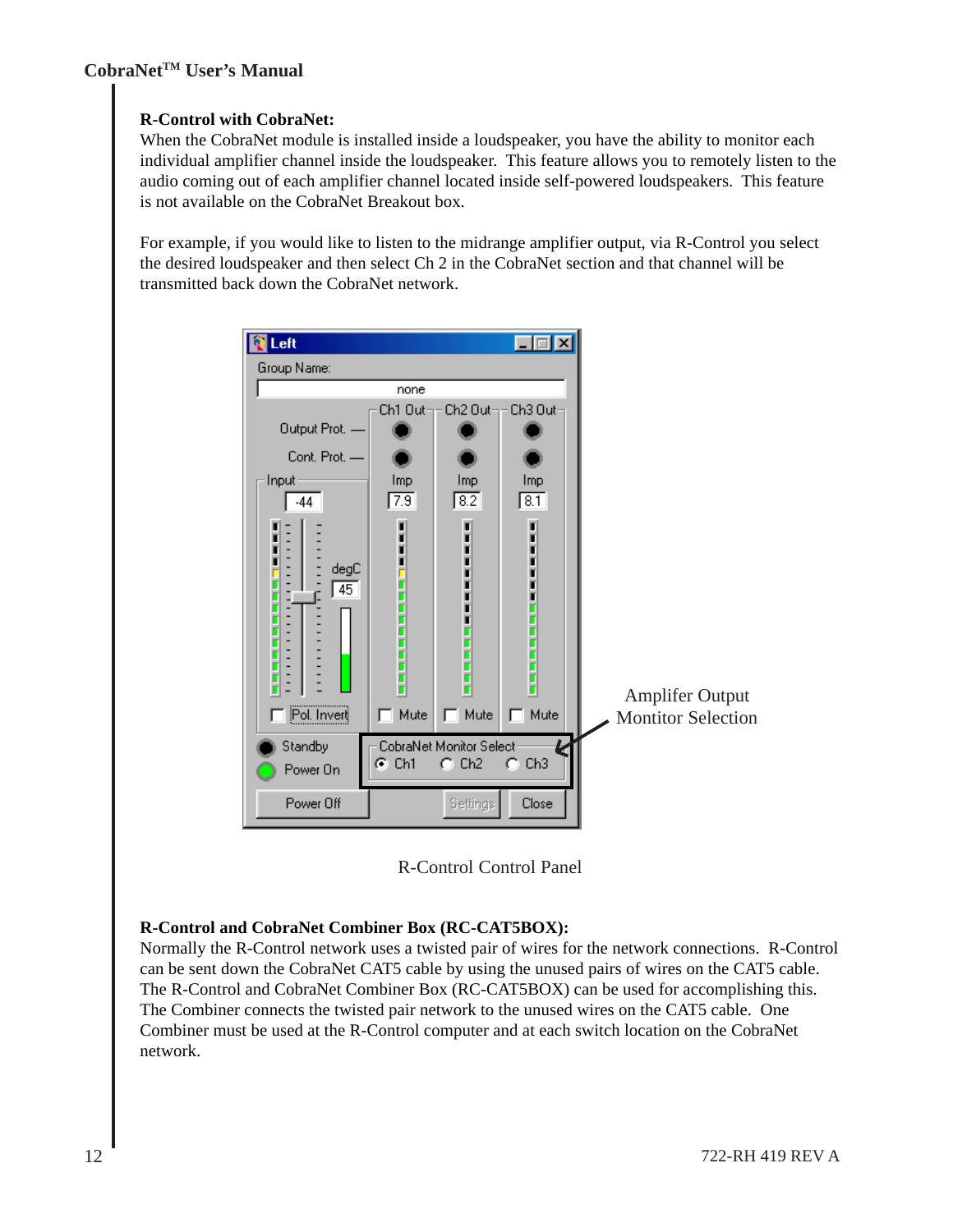### R-Control with CobraNet:

When the CobraNet module is installed inside a loudspeaker, you have the ability to monitor each individual amplifier channel inside the loudspeaker. This feature allows you to remotely listen to the audio coming out of each amplifier channel located inside self-powered loudspeakers. This feature is not available on the CobraNet Breakout box.

For example, if you would like to listen to the midrange amplifier output, via R-Control you select the desired loudspeaker and then select Ch 2 in the CobraNet section and that channel will be transmitted back down the CobraNet network.

Amplifer Output
Montitor Selection

R-Control Control Panel

### R-Control and CobraNet Combiner Box (RC-CAT5BOX):

Normally the R-Control network uses a twisted pair of wires for the network connections. R-Control can be sent down the CobraNet CAT5 cable by using the unused pairs of wires on the CAT5 cable. The R-Control and CobraNet Combiner Box (RC-CAT5BOX) can be used for accomplishing this. The Combiner connects the twisted pair network to the unused wires on the CAT5 cable. One Combiner must be used at the R-Control computer and at each switch location on the CobraNet network.